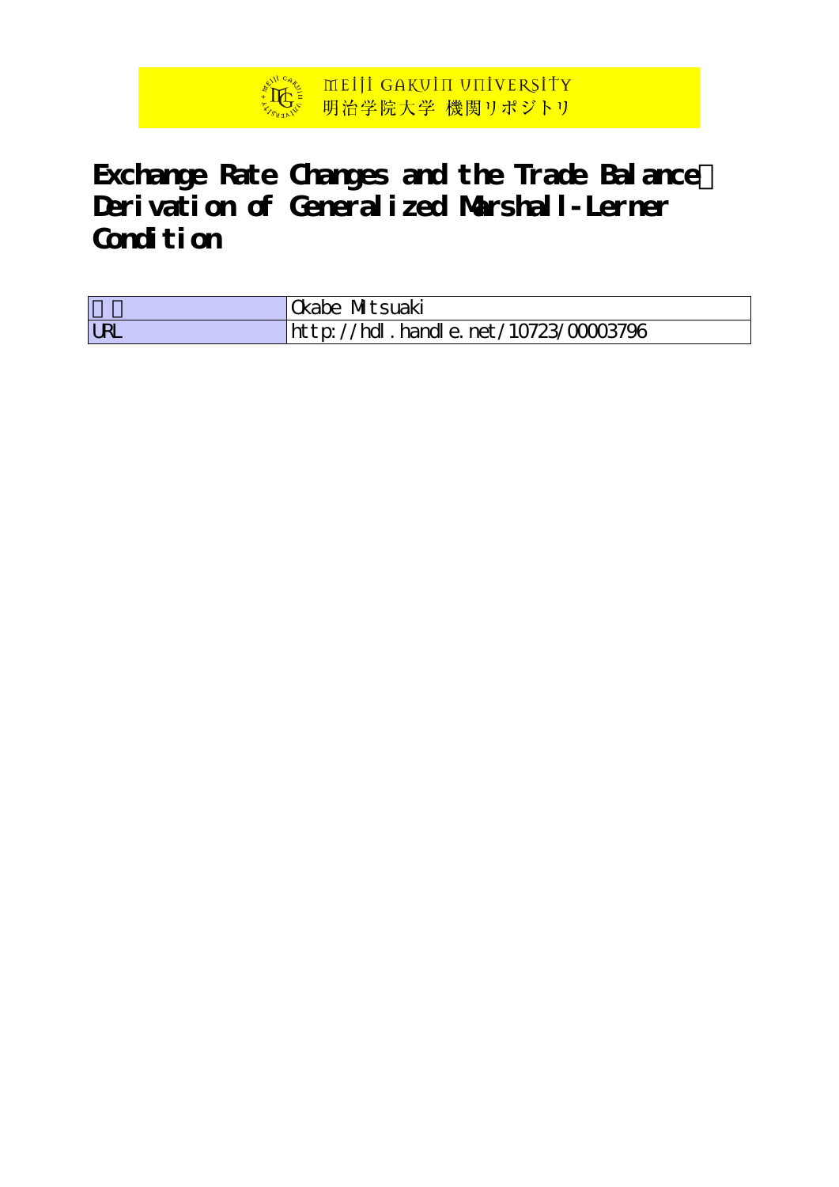MEIJI GAKUIN UNIVERSITY
明治学院大学 機関リポジトリ

# Exchange Rate Changes and the Trade Balance： Derivation of Generalized Marshall-Lerner Condition

| 著者 | Okabe Mitsuaki |
| --- | --- |
| URL | http://hdl.handle.net/10723/00003796 |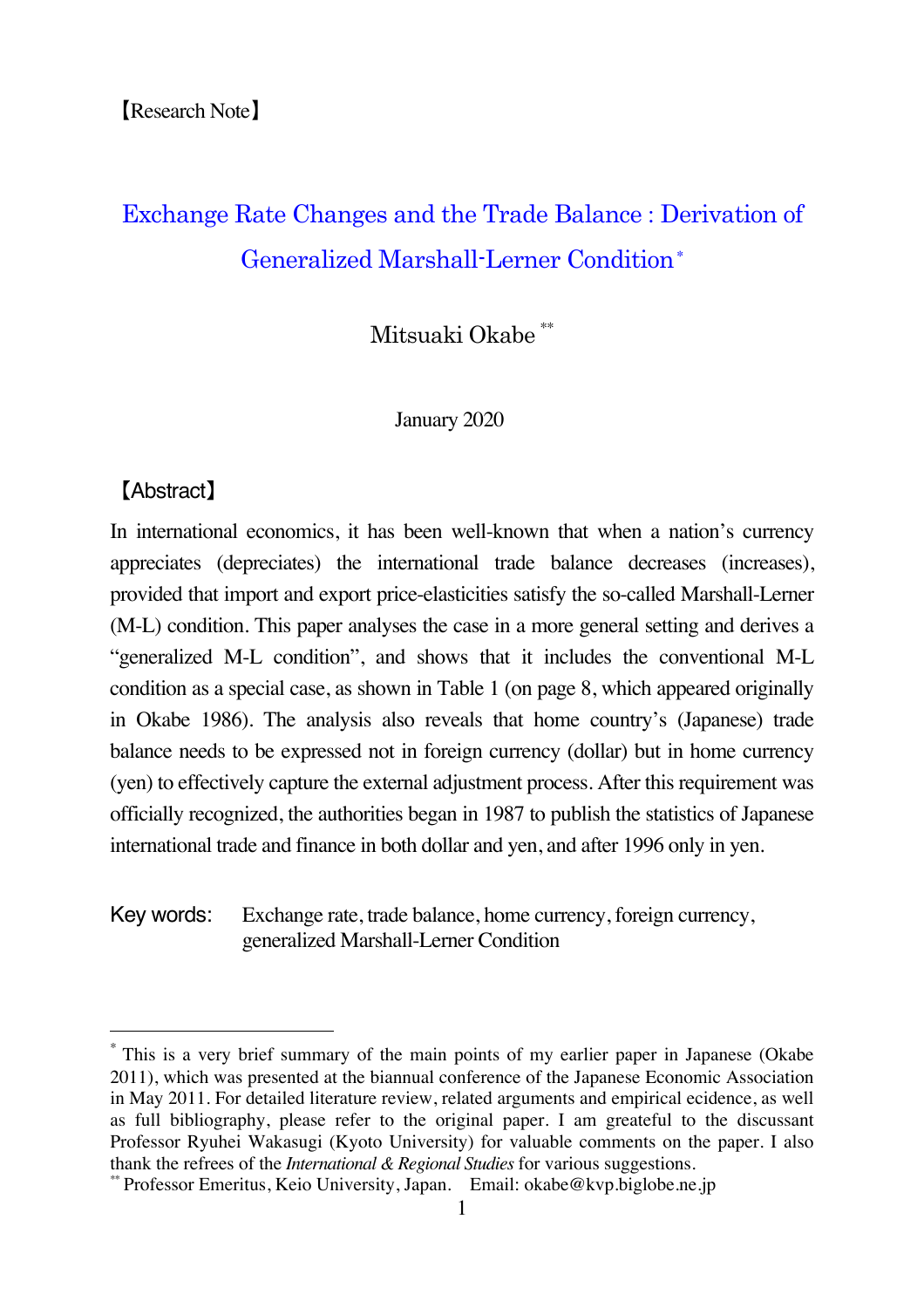【Research Note】

# Exchange Rate Changes and the Trade Balance : Derivation of Generalized Marshall-Lerner Condition*

Mitsuaki Okabe **

January 2020

## 【Abstract】

In international economics, it has been well-known that when a nation's currency appreciates (depreciates) the international trade balance decreases (increases), provided that import and export price-elasticities satisfy the so-called Marshall-Lerner (M-L) condition. This paper analyses the case in a more general setting and derives a "generalized M-L condition", and shows that it includes the conventional M-L condition as a special case, as shown in Table 1 (on page 8, which appeared originally in Okabe 1986). The analysis also reveals that home country's (Japanese) trade balance needs to be expressed not in foreign currency (dollar) but in home currency (yen) to effectively capture the external adjustment process. After this requirement was officially recognized, the authorities began in 1987 to publish the statistics of Japanese international trade and finance in both dollar and yen, and after 1996 only in yen.

Key words: Exchange rate, trade balance, home currency, foreign currency, generalized Marshall-Lerner Condition

---

* This is a very brief summary of the main points of my earlier paper in Japanese (Okabe 2011), which was presented at the biannual conference of the Japanese Economic Association in May 2011. For detailed literature review, related arguments and empirical ecidence, as well as full bibliography, please refer to the original paper. I am greateful to the discussant Professor Ryuhei Wakasugi (Kyoto University) for valuable comments on the paper. I also thank the refrees of the *International & Regional Studies* for various suggestions.

** Professor Emeritus, Keio University, Japan. Email: okabe@kvp.biglobe.ne.jp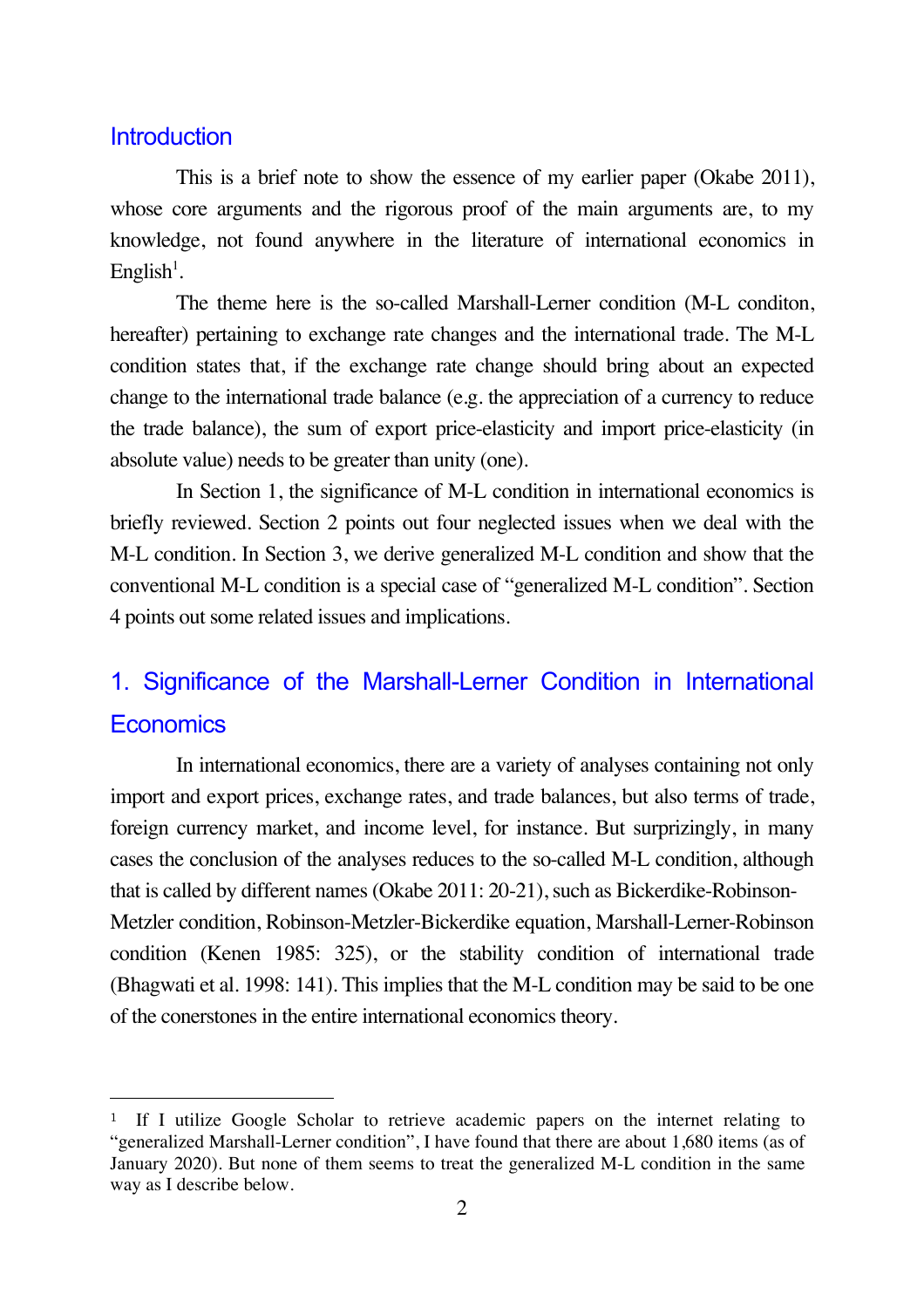## Introduction

This is a brief note to show the essence of my earlier paper (Okabe 2011), whose core arguments and the rigorous proof of the main arguments are, to my knowledge, not found anywhere in the literature of international economics in English[1].

The theme here is the so-called Marshall-Lerner condition (M-L conditon, hereafter) pertaining to exchange rate changes and the international trade. The M-L condition states that, if the exchange rate change should bring about an expected change to the international trade balance (e.g. the appreciation of a currency to reduce the trade balance), the sum of export price-elasticity and import price-elasticity (in absolute value) needs to be greater than unity (one).

In Section 1, the significance of M-L condition in international economics is briefly reviewed. Section 2 points out four neglected issues when we deal with the M-L condition. In Section 3, we derive generalized M-L condition and show that the conventional M-L condition is a special case of "generalized M-L condition". Section 4 points out some related issues and implications.

## 1. Significance of the Marshall-Lerner Condition in International Economics

In international economics, there are a variety of analyses containing not only import and export prices, exchange rates, and trade balances, but also terms of trade, foreign currency market, and income level, for instance. But surprizingly, in many cases the conclusion of the analyses reduces to the so-called M-L condition, although that is called by different names (Okabe 2011: 20-21), such as Bickerdike-Robinson-Metzler condition, Robinson-Metzler-Bickerdike equation, Marshall-Lerner-Robinson condition (Kenen 1985: 325), or the stability condition of international trade (Bhagwati et al. 1998: 141). This implies that the M-L condition may be said to be one of the conerstones in the entire international economics theory.

---

[1] If I utilize Google Scholar to retrieve academic papers on the internet relating to "generalized Marshall-Lerner condition", I have found that there are about 1,680 items (as of January 2020). But none of them seems to treat the generalized M-L condition in the same way as I describe below.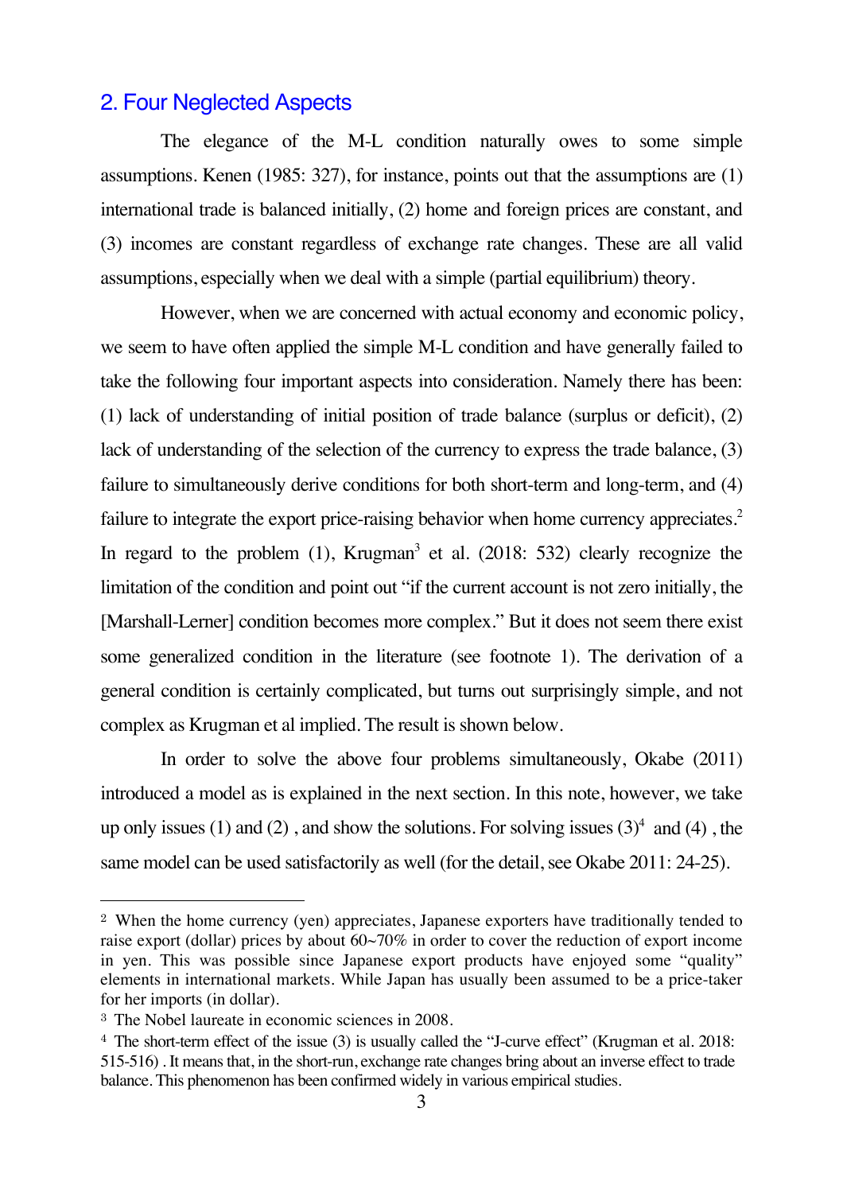## 2. Four Neglected Aspects

The elegance of the M-L condition naturally owes to some simple assumptions. Kenen (1985: 327), for instance, points out that the assumptions are (1) international trade is balanced initially, (2) home and foreign prices are constant, and (3) incomes are constant regardless of exchange rate changes. These are all valid assumptions, especially when we deal with a simple (partial equilibrium) theory.

However, when we are concerned with actual economy and economic policy, we seem to have often applied the simple M-L condition and have generally failed to take the following four important aspects into consideration. Namely there has been: (1) lack of understanding of initial position of trade balance (surplus or deficit), (2) lack of understanding of the selection of the currency to express the trade balance, (3) failure to simultaneously derive conditions for both short-term and long-term, and (4) failure to integrate the export price-raising behavior when home currency appreciates.[2] In regard to the problem (1), Krugman[3] et al. (2018: 532) clearly recognize the limitation of the condition and point out "if the current account is not zero initially, the [Marshall-Lerner] condition becomes more complex." But it does not seem there exist some generalized condition in the literature (see footnote 1). The derivation of a general condition is certainly complicated, but turns out surprisingly simple, and not complex as Krugman et al implied. The result is shown below.

In order to solve the above four problems simultaneously, Okabe (2011) introduced a model as is explained in the next section. In this note, however, we take up only issues (1) and (2) , and show the solutions. For solving issues (3)[4] and (4) , the same model can be used satisfactorily as well (for the detail, see Okabe 2011: 24-25).

---

[2] When the home currency (yen) appreciates, Japanese exporters have traditionally tended to raise export (dollar) prices by about 60~70% in order to cover the reduction of export income in yen. This was possible since Japanese export products have enjoyed some "quality" elements in international markets. While Japan has usually been assumed to be a price-taker for her imports (in dollar).

[3] The Nobel laureate in economic sciences in 2008.

[4] The short-term effect of the issue (3) is usually called the "J-curve effect" (Krugman et al. 2018: 515-516) . It means that, in the short-run, exchange rate changes bring about an inverse effect to trade balance. This phenomenon has been confirmed widely in various empirical studies.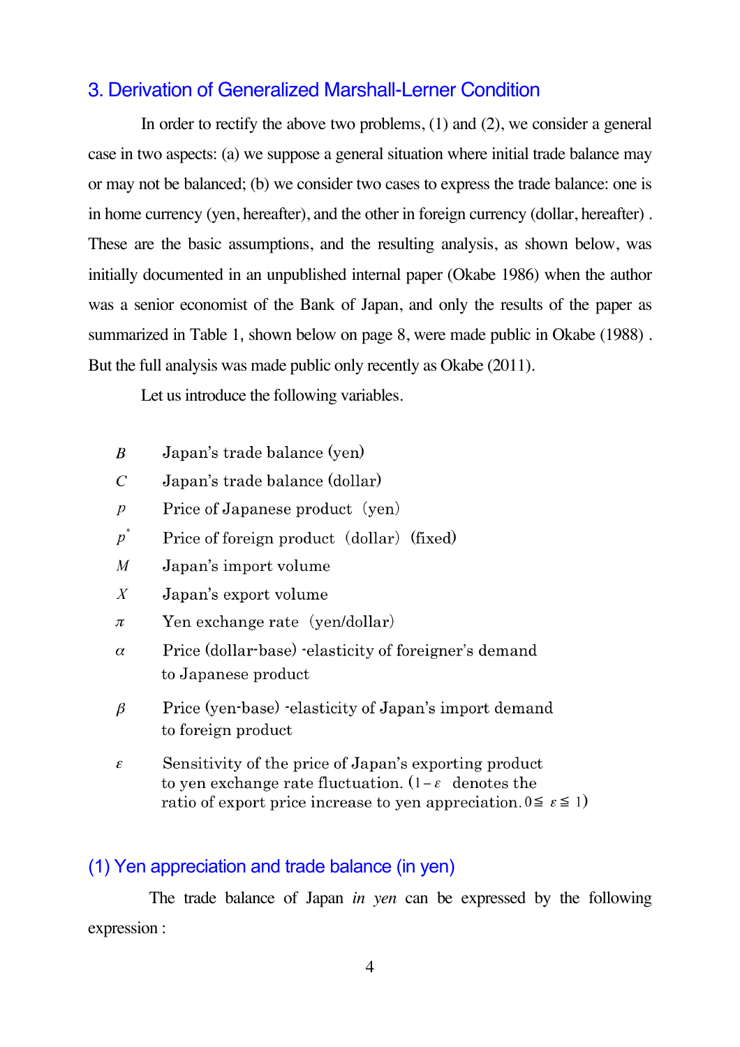## 3. Derivation of Generalized Marshall-Lerner Condition

In order to rectify the above two problems, (1) and (2), we consider a general case in two aspects: (a) we suppose a general situation where initial trade balance may or may not be balanced; (b) we consider two cases to express the trade balance: one is in home currency (yen, hereafter), and the other in foreign currency (dollar, hereafter) . These are the basic assumptions, and the resulting analysis, as shown below, was initially documented in an unpublished internal paper (Okabe 1986) when the author was a senior economist of the Bank of Japan, and only the results of the paper as summarized in Table 1, shown below on page 8, were made public in Okabe (1988) . But the full analysis was made public only recently as Okabe (2011).

Let us introduce the following variables.

- $B$ Japan's trade balance (yen)
- $C$ Japan's trade balance (dollar)
- $p$ Price of Japanese product (yen)
- $p^*$ Price of foreign product (dollar) (fixed)
- $M$ Japan's import volume
- $X$ Japan's export volume
- $\pi$ Yen exchange rate (yen/dollar)
- $\alpha$ Price (dollar-base) -elasticity of foreigner's demand to Japanese product
- $\beta$ Price (yen-base) -elasticity of Japan's import demand to foreign product
- $\varepsilon$ Sensitivity of the price of Japan's exporting product to yen exchange rate fluctuation. ($1-\varepsilon$ denotes the ratio of export price increase to yen appreciation. $0 \leqq \varepsilon \leqq 1$)

### (1) Yen appreciation and trade balance (in yen)

The trade balance of Japan *in yen* can be expressed by the following expression :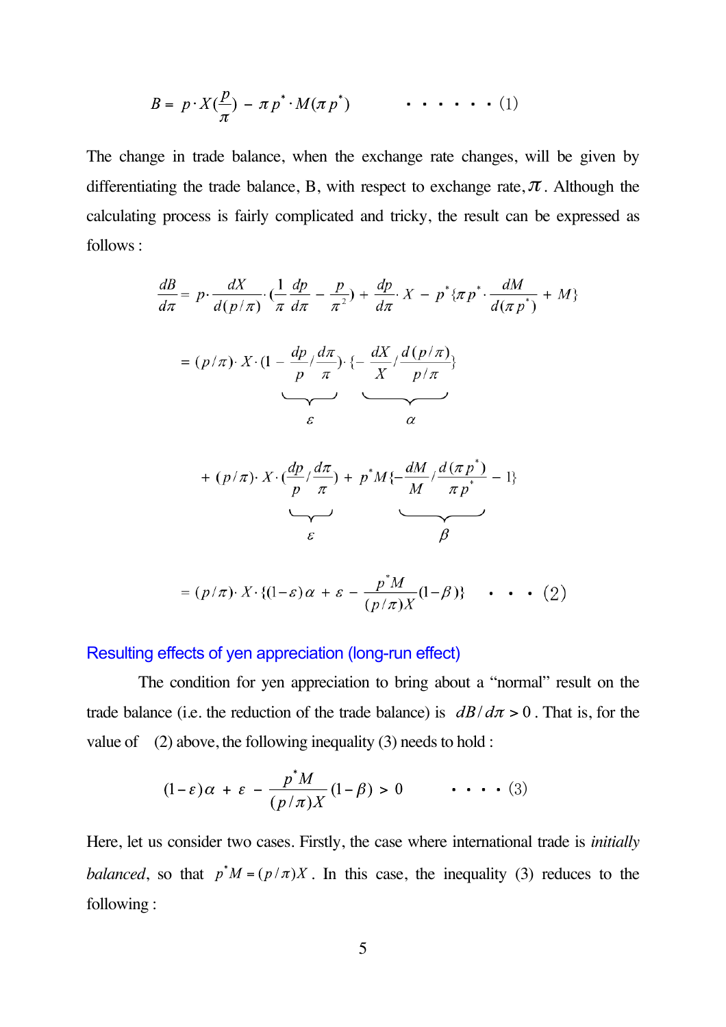$$B = p \cdot X(\frac{p}{\pi}) - \pi p^* \cdot M(\pi p^*) \qquad \cdots\cdots\cdots (1)$$

The change in trade balance, when the exchange rate changes, will be given by differentiating the trade balance, B, with respect to exchange rate, $\pi$. Although the calculating process is fairly complicated and tricky, the result can be expressed as follows :

$$\frac{dB}{d\pi} = p \cdot \frac{dX}{d(p/\pi)} \cdot (\frac{1}{\pi}\frac{dp}{d\pi} - \frac{p}{\pi^2}) + \frac{dp}{d\pi} \cdot X - p^*\{\pi p^* \cdot \frac{dM}{d(\pi p^*)} + M\}$$

$$= (p/\pi) \cdot X \cdot (1 - \underbrace{\frac{dp}{p} / \frac{d\pi}{\pi}}_{\varepsilon}) \cdot \{ \underbrace{- \frac{dX}{X} / \frac{d(p/\pi)}{p/\pi}}_{\alpha} \}$$

$$+ (p/\pi) \cdot X \cdot (\underbrace{\frac{dp}{p} / \frac{d\pi}{\pi}}_{\varepsilon}) + p^* M \{ \underbrace{- \frac{dM}{M} / \frac{d(\pi p^*)}{\pi p^*}}_{\beta} - 1 \}$$

$$= (p/\pi) \cdot X \cdot \{(1-\varepsilon)\alpha + \varepsilon - \frac{p^* M}{(p/\pi)X}(1-\beta)\} \qquad \cdots (2)$$

## Resulting effects of yen appreciation (long-run effect)

The condition for yen appreciation to bring about a "normal" result on the trade balance (i.e. the reduction of the trade balance) is $dB/d\pi > 0$. That is, for the value of (2) above, the following inequality (3) needs to hold :

$$(1-\varepsilon)\alpha + \varepsilon - \frac{p^* M}{(p/\pi)X}(1-\beta) > 0 \qquad \cdots\cdots (3)$$

Here, let us consider two cases. Firstly, the case where international trade is *initially balanced*, so that $p^* M = (p/\pi)X$. In this case, the inequality (3) reduces to the following :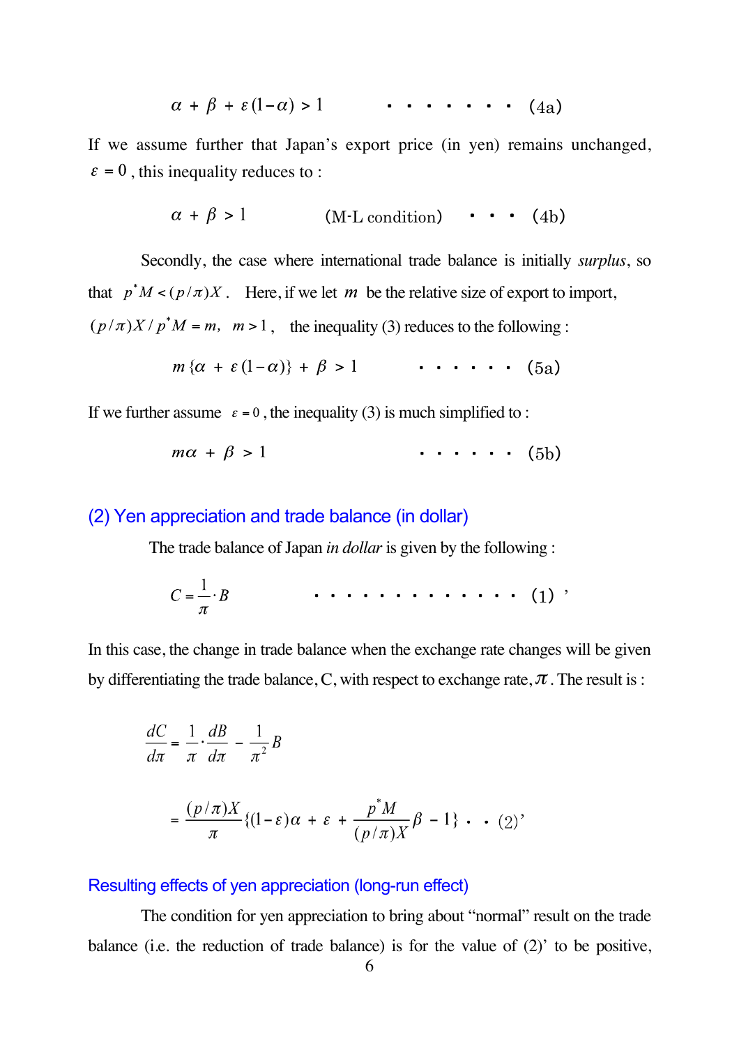$$\alpha + \beta + \varepsilon(1-\alpha) > 1 \qquad \cdots\cdots\cdots \quad (4a)$$

If we assume further that Japan's export price (in yen) remains unchanged, $\varepsilon = 0$, this inequality reduces to :

$$\alpha + \beta > 1 \qquad \text{(M-L condition)} \quad \cdots \quad (4b)$$

Secondly, the case where international trade balance is initially *surplus*, so that $p^* M < (p/\pi)X$. Here, if we let $m$ be the relative size of export to import, $(p/\pi)X / p^* M = m, \;\; m > 1$, the inequality (3) reduces to the following :

$$m\{\alpha + \varepsilon(1-\alpha)\} + \beta > 1 \qquad \cdots\cdots\cdots \quad (5a)$$

If we further assume $\varepsilon = 0$, the inequality (3) is much simplified to :

$$m\alpha + \beta > 1 \qquad \cdots\cdots\cdots \quad (5b)$$

## (2) Yen appreciation and trade balance (in dollar)

The trade balance of Japan *in dollar* is given by the following :

$$C = \frac{1}{\pi} \cdot B \qquad \cdots\cdots\cdots\cdots\cdots \quad (1)'$$

In this case, the change in trade balance when the exchange rate changes will be given by differentiating the trade balance, C, with respect to exchange rate, $\pi$. The result is :

$$\frac{dC}{d\pi} = \frac{1}{\pi} \cdot \frac{dB}{d\pi} - \frac{1}{\pi^2} B$$

$$= \frac{(p/\pi)X}{\pi} \left\{ (1-\varepsilon)\alpha + \varepsilon + \frac{p^* M}{(p/\pi)X} \beta - 1 \right\} \quad \cdots \quad (2)'$$

## Resulting effects of yen appreciation (long-run effect)

The condition for yen appreciation to bring about "normal" result on the trade balance (i.e. the reduction of trade balance) is for the value of (2)' to be positive,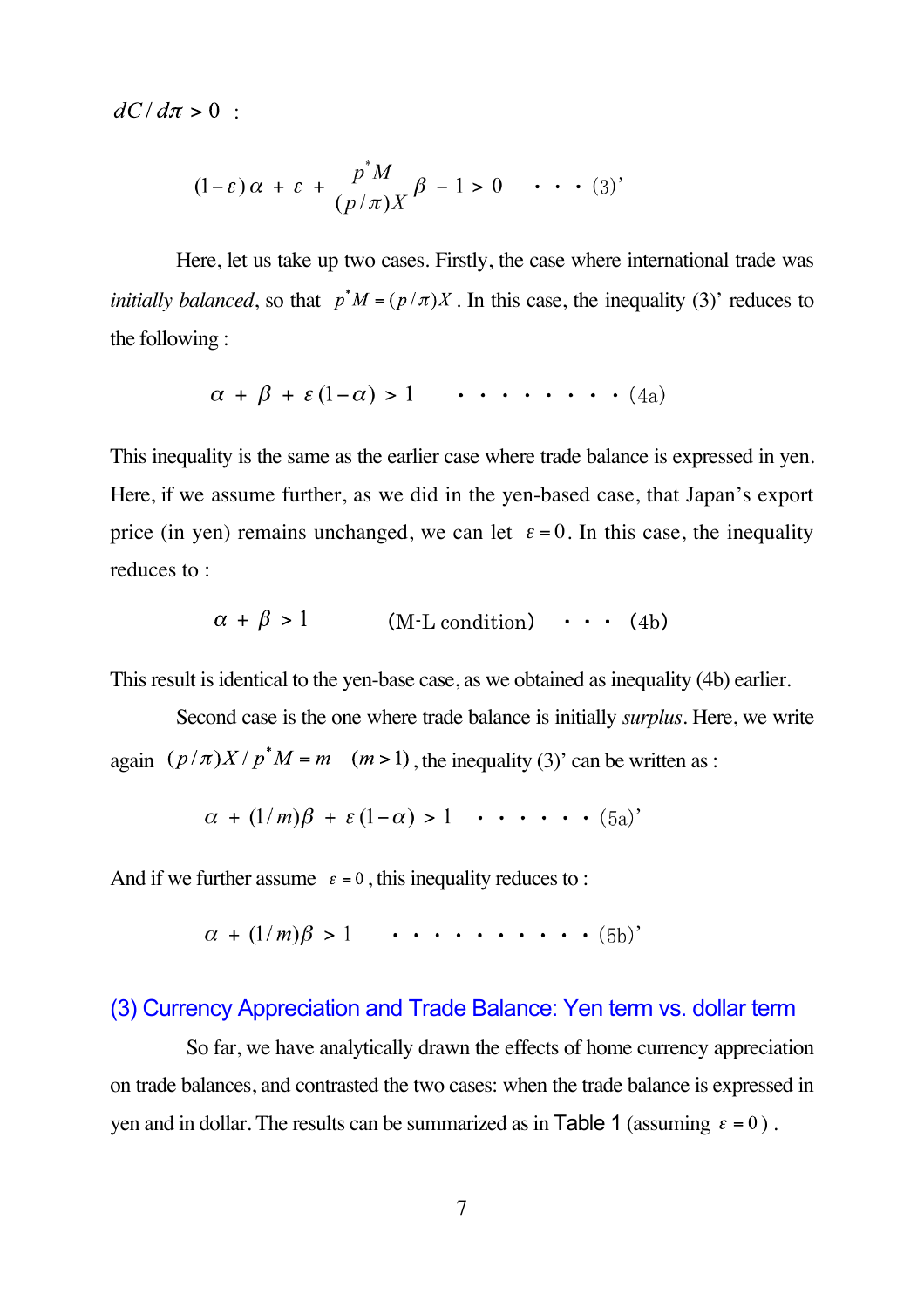$dC / d\pi > 0$ :

$$(1-\varepsilon)\alpha + \varepsilon + \frac{p^{*}M}{(p/\pi)X}\beta - 1 > 0 \quad \cdots (3)'$$

Here, let us take up two cases. Firstly, the case where international trade was *initially balanced*, so that $p^{*}M = (p/\pi)X$. In this case, the inequality (3)' reduces to the following :

$$\alpha + \beta + \varepsilon(1-\alpha) > 1 \quad \cdots\cdots\cdots (4a)$$

This inequality is the same as the earlier case where trade balance is expressed in yen. Here, if we assume further, as we did in the yen-based case, that Japan's export price (in yen) remains unchanged, we can let $\varepsilon = 0$. In this case, the inequality reduces to :

$$\alpha + \beta > 1 \qquad \text{(M-L condition)} \quad \cdots (4b)$$

This result is identical to the yen-base case, as we obtained as inequality (4b) earlier.

Second case is the one where trade balance is initially *surplus*. Here, we write again $(p/\pi)X / p^{*}M = m \quad (m > 1)$, the inequality (3)' can be written as :

$$\alpha + (1/m)\beta + \varepsilon(1-\alpha) > 1 \quad \cdots\cdots (5a)'$$

And if we further assume $\varepsilon = 0$, this inequality reduces to :

$$\alpha + (1/m)\beta > 1 \quad \cdots\cdots\cdots\cdots (5b)'$$

### (3) Currency Appreciation and Trade Balance: Yen term vs. dollar term

So far, we have analytically drawn the effects of home currency appreciation on trade balances, and contrasted the two cases: when the trade balance is expressed in yen and in dollar. The results can be summarized as in Table 1 (assuming $\varepsilon = 0$).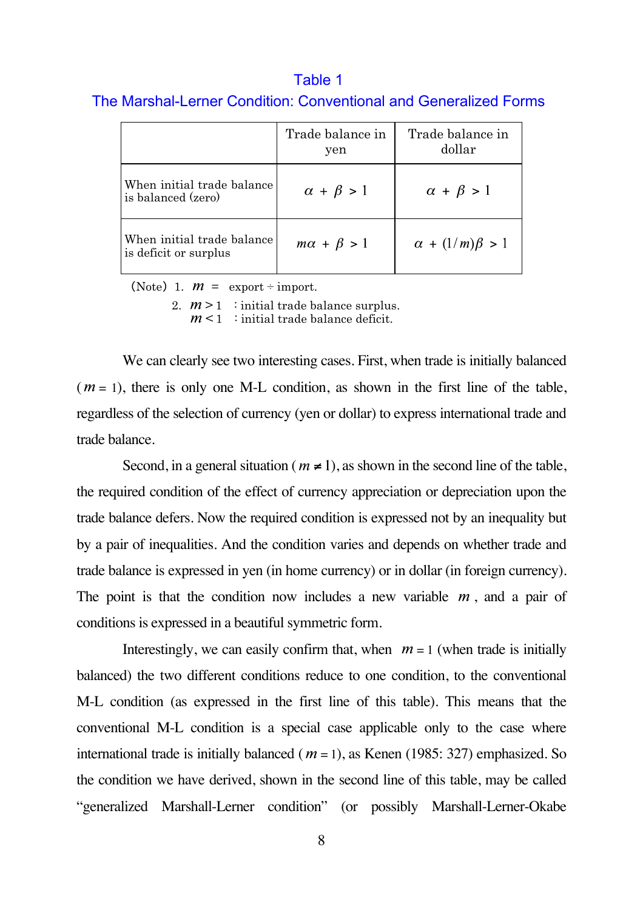Table 1

The Marshal-Lerner Condition: Conventional and Generalized Forms

| | Trade balance in yen | Trade balance in dollar |
|---|---|---|
| When initial trade balance is balanced (zero) | $\alpha + \beta > 1$ | $\alpha + \beta > 1$ |
| When initial trade balance is deficit or surplus | $m\alpha + \beta > 1$ | $\alpha + (1/m)\beta > 1$ |

(Note) 1. $m$ = export ÷ import.

2. $m > 1$ : initial trade balance surplus.
   $m < 1$ : initial trade balance deficit.

We can clearly see two interesting cases. First, when trade is initially balanced ($m = 1$), there is only one M-L condition, as shown in the first line of the table, regardless of the selection of currency (yen or dollar) to express international trade and trade balance.

Second, in a general situation ($m \neq 1$), as shown in the second line of the table, the required condition of the effect of currency appreciation or depreciation upon the trade balance defers. Now the required condition is expressed not by an inequality but by a pair of inequalities. And the condition varies and depends on whether trade and trade balance is expressed in yen (in home currency) or in dollar (in foreign currency). The point is that the condition now includes a new variable $m$, and a pair of conditions is expressed in a beautiful symmetric form.

Interestingly, we can easily confirm that, when $m = 1$ (when trade is initially balanced) the two different conditions reduce to one condition, to the conventional M-L condition (as expressed in the first line of this table). This means that the conventional M-L condition is a special case applicable only to the case where international trade is initially balanced ($m = 1$), as Kenen (1985: 327) emphasized. So the condition we have derived, shown in the second line of this table, may be called "generalized Marshall-Lerner condition" (or possibly Marshall-Lerner-Okabe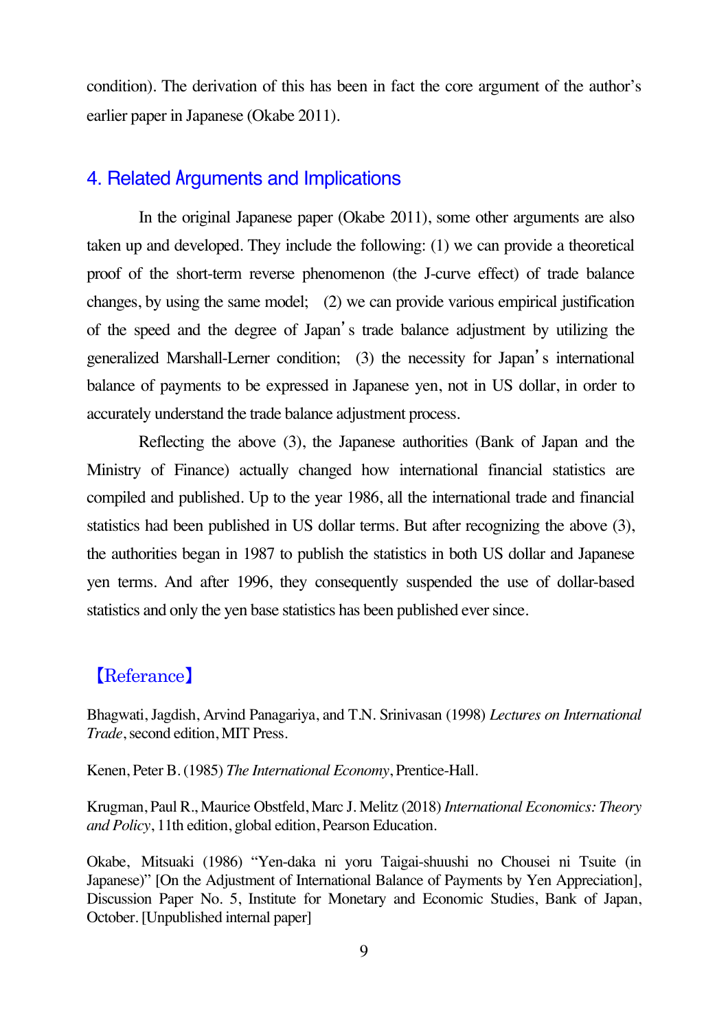condition). The derivation of this has been in fact the core argument of the author's earlier paper in Japanese (Okabe 2011).

## 4. Related Arguments and Implications

In the original Japanese paper (Okabe 2011), some other arguments are also taken up and developed. They include the following: (1) we can provide a theoretical proof of the short-term reverse phenomenon (the J-curve effect) of trade balance changes, by using the same model; (2) we can provide various empirical justification of the speed and the degree of Japan's trade balance adjustment by utilizing the generalized Marshall-Lerner condition; (3) the necessity for Japan's international balance of payments to be expressed in Japanese yen, not in US dollar, in order to accurately understand the trade balance adjustment process.

Reflecting the above (3), the Japanese authorities (Bank of Japan and the Ministry of Finance) actually changed how international financial statistics are compiled and published. Up to the year 1986, all the international trade and financial statistics had been published in US dollar terms. But after recognizing the above (3), the authorities began in 1987 to publish the statistics in both US dollar and Japanese yen terms. And after 1996, they consequently suspended the use of dollar-based statistics and only the yen base statistics has been published ever since.

## 【Referance】

Bhagwati, Jagdish, Arvind Panagariya, and T.N. Srinivasan (1998) *Lectures on International Trade*, second edition, MIT Press.

Kenen, Peter B. (1985) *The International Economy*, Prentice-Hall.

Krugman, Paul R., Maurice Obstfeld, Marc J. Melitz (2018) *International Economics: Theory and Policy*, 11th edition, global edition, Pearson Education.

Okabe, Mitsuaki (1986) "Yen-daka ni yoru Taigai-shuushi no Chousei ni Tsuite (in Japanese)" [On the Adjustment of International Balance of Payments by Yen Appreciation], Discussion Paper No. 5, Institute for Monetary and Economic Studies, Bank of Japan, October. [Unpublished internal paper]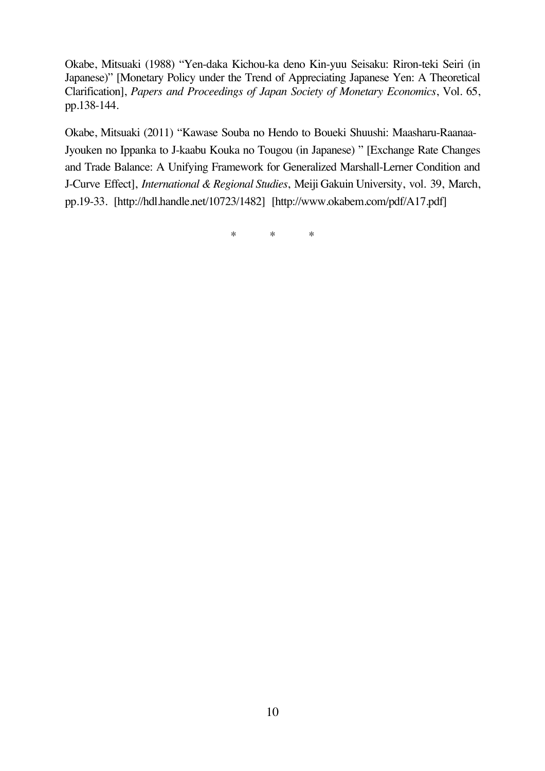Okabe, Mitsuaki (1988) "Yen-daka Kichou-ka deno Kin-yuu Seisaku: Riron-teki Seiri (in Japanese)" [Monetary Policy under the Trend of Appreciating Japanese Yen: A Theoretical Clarification], *Papers and Proceedings of Japan Society of Monetary Economics*, Vol. 65, pp.138-144.

Okabe, Mitsuaki (2011) "Kawase Souba no Hendo to Boueki Shuushi: Maasharu-Raanaa-Jyouken no Ippanka to J-kaabu Kouka no Tougou (in Japanese) " [Exchange Rate Changes and Trade Balance: A Unifying Framework for Generalized Marshall-Lerner Condition and J-Curve Effect], *International & Regional Studies*, Meiji Gakuin University, vol. 39, March, pp.19-33. [http://hdl.handle.net/10723/1482] [http://www.okabem.com/pdf/A17.pdf]

\* \* \*